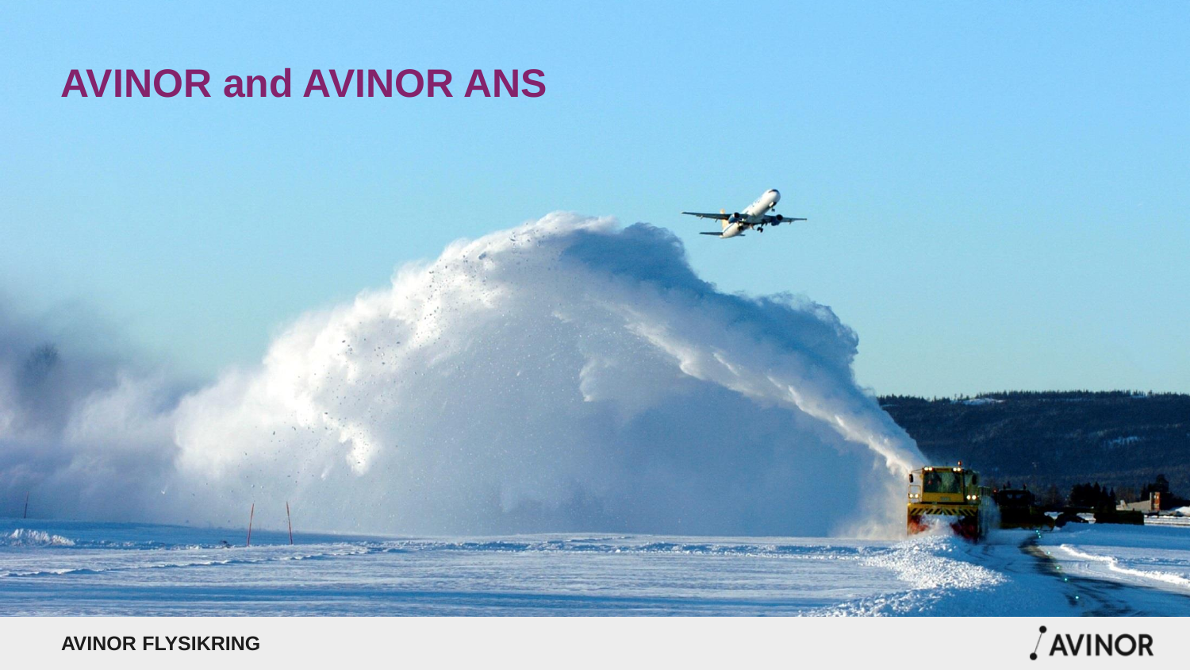# AVINOR and AVINOR ANS

AVINOR FLYSIKRING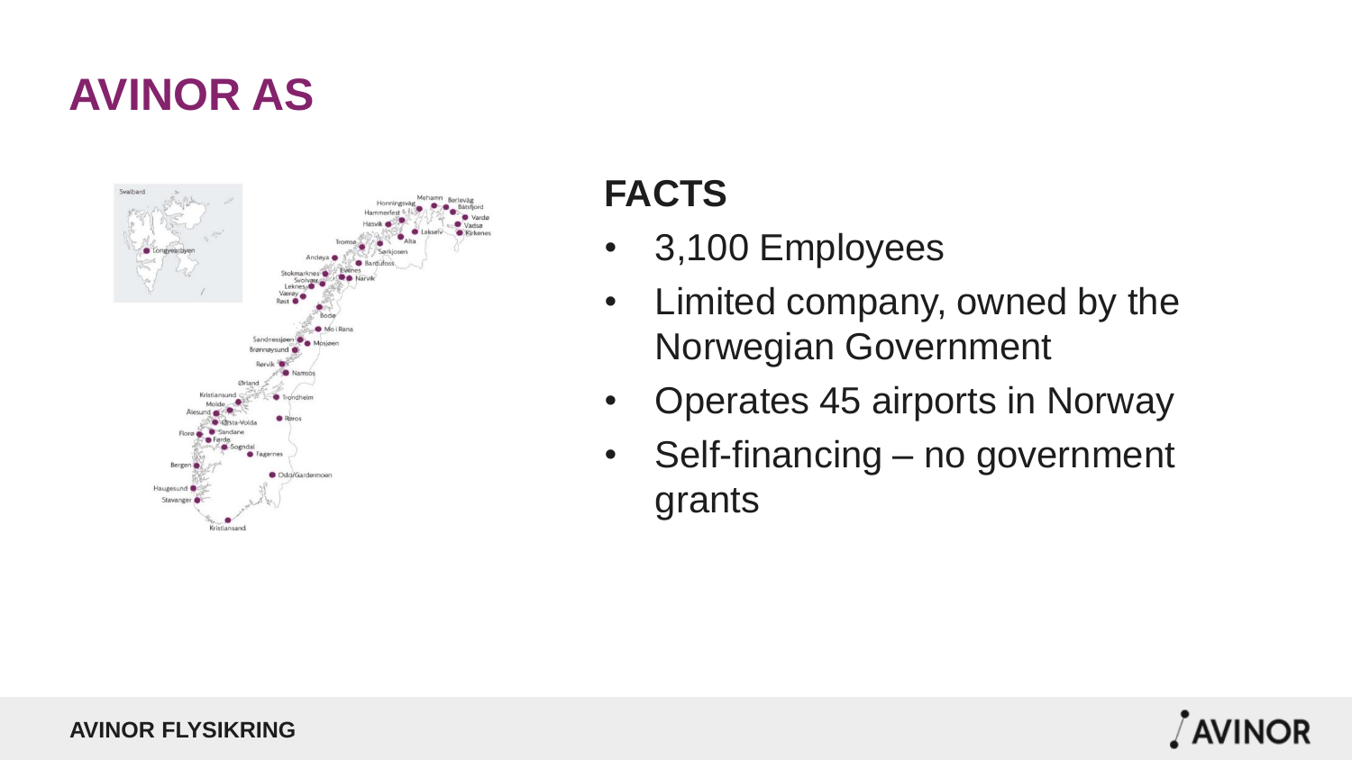# AVINOR AS

## FACTS

- 3,100 Employees
- Limited company, owned by the Norwegian Government
- Operates 45 airports in Norway
- Self-financing – no government grants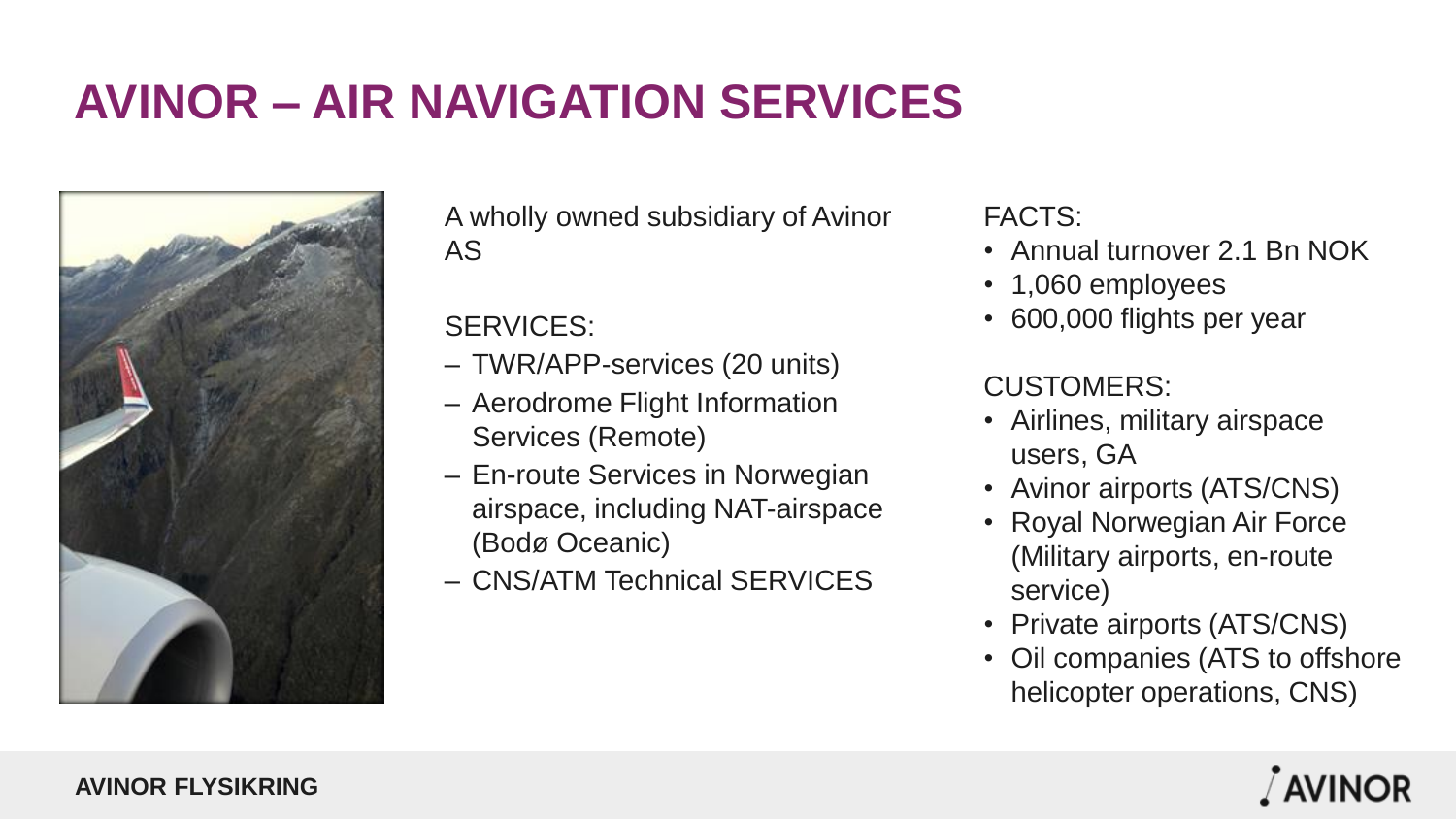# AVINOR – AIR NAVIGATION SERVICES

A wholly owned subsidiary of Avinor AS

SERVICES:

- TWR/APP-services (20 units)
- Aerodrome Flight Information Services (Remote)
- En-route Services in Norwegian airspace, including NAT-airspace (Bodø Oceanic)
- CNS/ATM Technical SERVICES

FACTS:

- Annual turnover 2.1 Bn NOK
- 1,060 employees
- 600,000 flights per year

CUSTOMERS:

- Airlines, military airspace users, GA
- Avinor airports (ATS/CNS)
- Royal Norwegian Air Force (Military airports, en-route service)
- Private airports (ATS/CNS)
- Oil companies (ATS to offshore helicopter operations, CNS)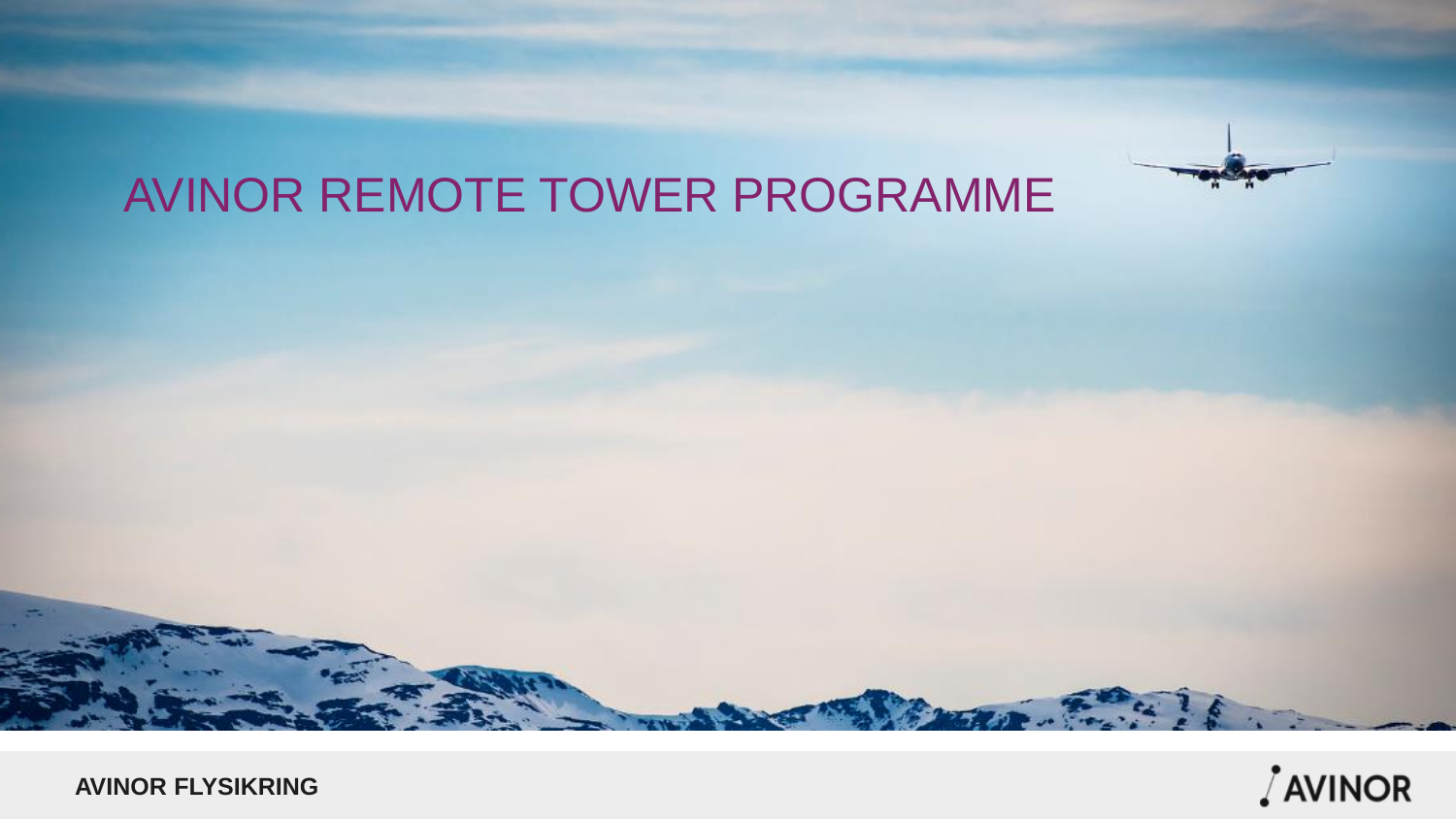# AVINOR REMOTE TOWER PROGRAMME

**AVINOR FLYSIKRING**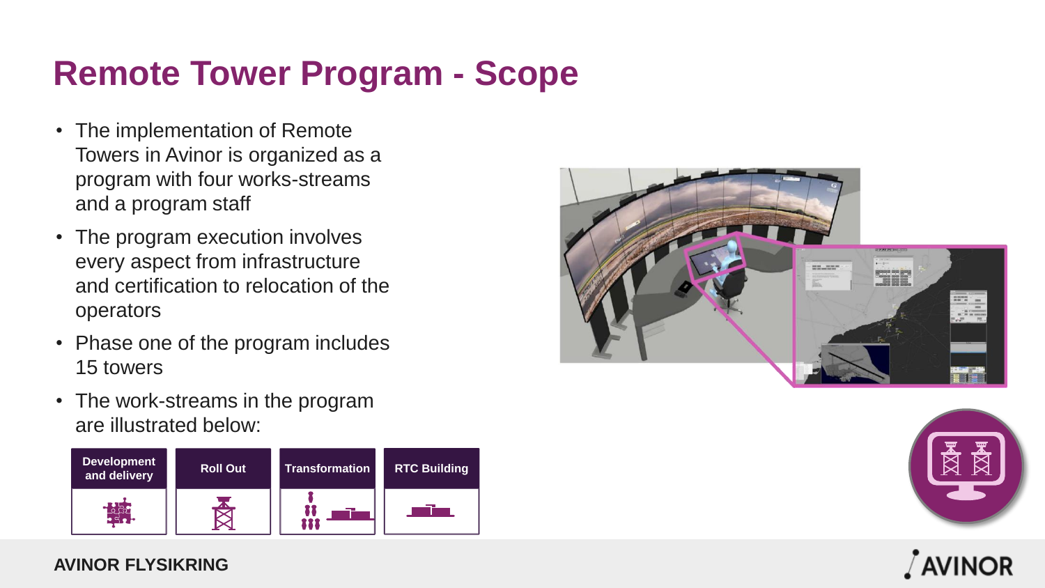# Remote Tower Program - Scope

- The implementation of Remote Towers in Avinor is organized as a program with four works-streams and a program staff
- The program execution involves every aspect from infrastructure and certification to relocation of the operators
- Phase one of the program includes 15 towers
- The work-streams in the program are illustrated below:

| Development and delivery | Roll Out | Transformation | RTC Building |
| --- | --- | --- | --- |

AVINOR FLYSIKRING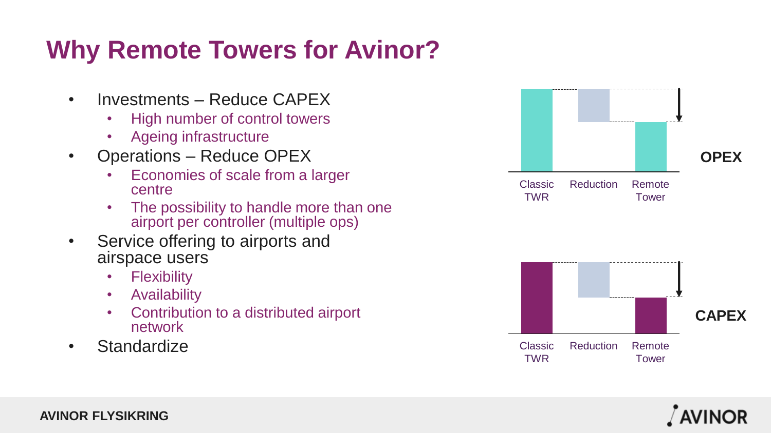# Why Remote Towers for Avinor?

- Investments – Reduce CAPEX
  - High number of control towers
  - Ageing infrastructure
- Operations – Reduce OPEX
  - Economies of scale from a larger centre
  - The possibility to handle more than one airport per controller (multiple ops)
- Service offering to airports and airspace users
  - Flexibility
  - Availability
  - Contribution to a distributed airport network
- Standardize

**OPEX**

Classic TWR | Reduction | Remote Tower

**CAPEX**

Classic TWR | Reduction | Remote Tower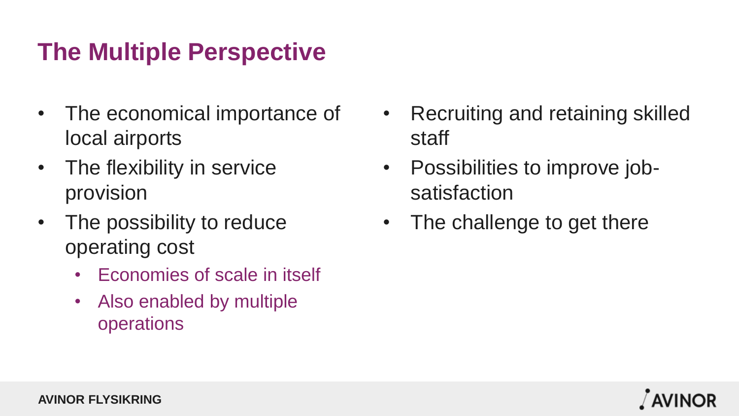# The Multiple Perspective

- The economical importance of local airports
- The flexibility in service provision
- The possibility to reduce operating cost
  - Economies of scale in itself
  - Also enabled by multiple operations
- Recruiting and retaining skilled staff
- Possibilities to improve job-satisfaction
- The challenge to get there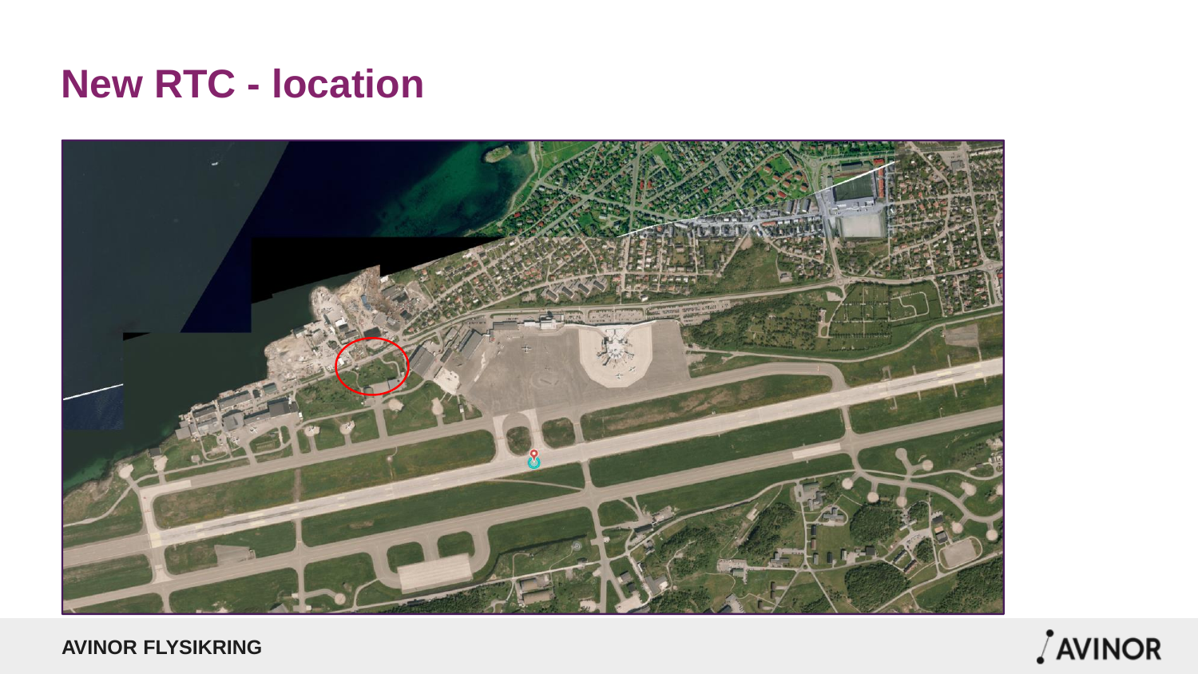# New RTC - location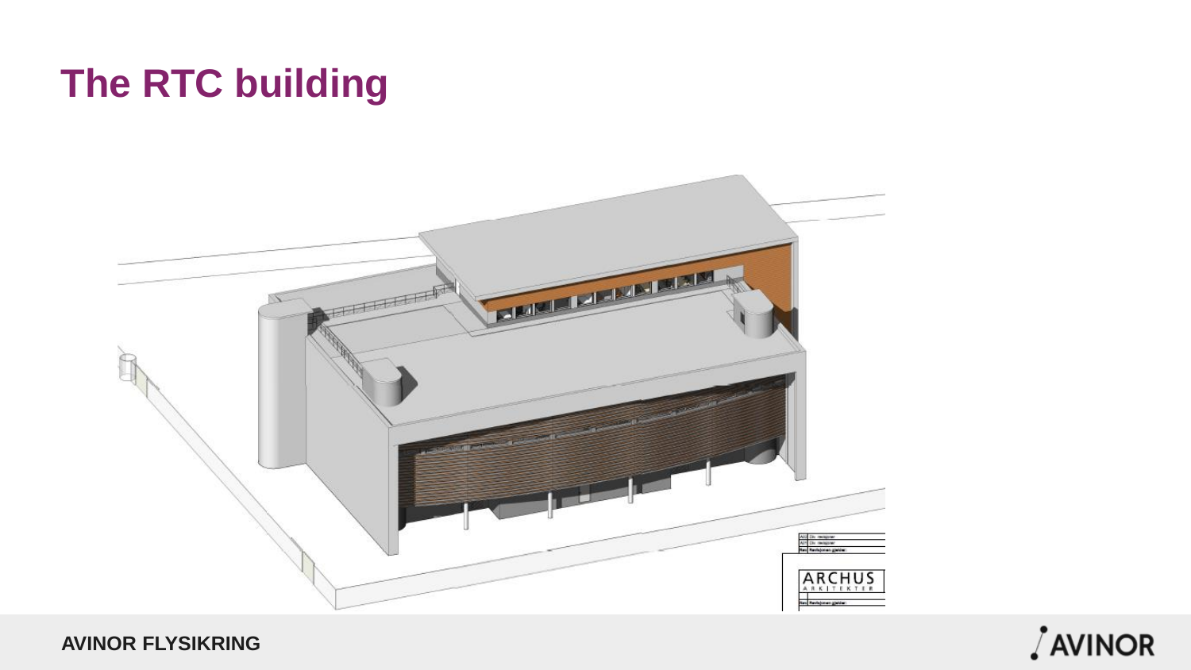# The RTC building